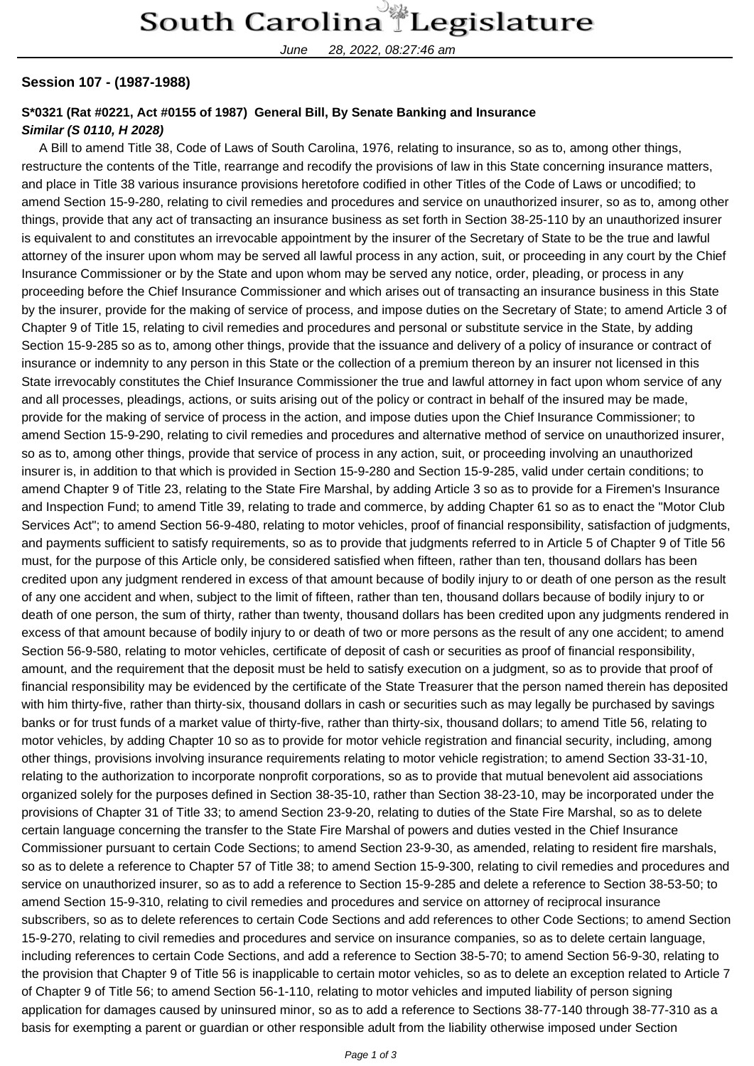**Session 107 - (1987-1988)**

**S*0321 (Rat #0221, Act #0155 of 1987) General Bill, By Senate Banking and Insurance**
***Similar (S 0110, H 2028)***

A Bill to amend Title 38, Code of Laws of South Carolina, 1976, relating to insurance, so as to, among other things, restructure the contents of the Title, rearrange and recodify the provisions of law in this State concerning insurance matters, and place in Title 38 various insurance provisions heretofore codified in other Titles of the Code of Laws or uncodified; to amend Section 15-9-280, relating to civil remedies and procedures and service on unauthorized insurer, so as to, among other things, provide that any act of transacting an insurance business as set forth in Section 38-25-110 by an unauthorized insurer is equivalent to and constitutes an irrevocable appointment by the insurer of the Secretary of State to be the true and lawful attorney of the insurer upon whom may be served all lawful process in any action, suit, or proceeding in any court by the Chief Insurance Commissioner or by the State and upon whom may be served any notice, order, pleading, or process in any proceeding before the Chief Insurance Commissioner and which arises out of transacting an insurance business in this State by the insurer, provide for the making of service of process, and impose duties on the Secretary of State; to amend Article 3 of Chapter 9 of Title 15, relating to civil remedies and procedures and personal or substitute service in the State, by adding Section 15-9-285 so as to, among other things, provide that the issuance and delivery of a policy of insurance or contract of insurance or indemnity to any person in this State or the collection of a premium thereon by an insurer not licensed in this State irrevocably constitutes the Chief Insurance Commissioner the true and lawful attorney in fact upon whom service of any and all processes, pleadings, actions, or suits arising out of the policy or contract in behalf of the insured may be made, provide for the making of service of process in the action, and impose duties upon the Chief Insurance Commissioner; to amend Section 15-9-290, relating to civil remedies and procedures and alternative method of service on unauthorized insurer, so as to, among other things, provide that service of process in any action, suit, or proceeding involving an unauthorized insurer is, in addition to that which is provided in Section 15-9-280 and Section 15-9-285, valid under certain conditions; to amend Chapter 9 of Title 23, relating to the State Fire Marshal, by adding Article 3 so as to provide for a Firemen's Insurance and Inspection Fund; to amend Title 39, relating to trade and commerce, by adding Chapter 61 so as to enact the "Motor Club Services Act"; to amend Section 56-9-480, relating to motor vehicles, proof of financial responsibility, satisfaction of judgments, and payments sufficient to satisfy requirements, so as to provide that judgments referred to in Article 5 of Chapter 9 of Title 56 must, for the purpose of this Article only, be considered satisfied when fifteen, rather than ten, thousand dollars has been credited upon any judgment rendered in excess of that amount because of bodily injury to or death of one person as the result of any one accident and when, subject to the limit of fifteen, rather than ten, thousand dollars because of bodily injury to or death of one person, the sum of thirty, rather than twenty, thousand dollars has been credited upon any judgments rendered in excess of that amount because of bodily injury to or death of two or more persons as the result of any one accident; to amend Section 56-9-580, relating to motor vehicles, certificate of deposit of cash or securities as proof of financial responsibility, amount, and the requirement that the deposit must be held to satisfy execution on a judgment, so as to provide that proof of financial responsibility may be evidenced by the certificate of the State Treasurer that the person named therein has deposited with him thirty-five, rather than thirty-six, thousand dollars in cash or securities such as may legally be purchased by savings banks or for trust funds of a market value of thirty-five, rather than thirty-six, thousand dollars; to amend Title 56, relating to motor vehicles, by adding Chapter 10 so as to provide for motor vehicle registration and financial security, including, among other things, provisions involving insurance requirements relating to motor vehicle registration; to amend Section 33-31-10, relating to the authorization to incorporate nonprofit corporations, so as to provide that mutual benevolent aid associations organized solely for the purposes defined in Section 38-35-10, rather than Section 38-23-10, may be incorporated under the provisions of Chapter 31 of Title 33; to amend Section 23-9-20, relating to duties of the State Fire Marshal, so as to delete certain language concerning the transfer to the State Fire Marshal of powers and duties vested in the Chief Insurance Commissioner pursuant to certain Code Sections; to amend Section 23-9-30, as amended, relating to resident fire marshals, so as to delete a reference to Chapter 57 of Title 38; to amend Section 15-9-300, relating to civil remedies and procedures and service on unauthorized insurer, so as to add a reference to Section 15-9-285 and delete a reference to Section 38-53-50; to amend Section 15-9-310, relating to civil remedies and procedures and service on attorney of reciprocal insurance subscribers, so as to delete references to certain Code Sections and add references to other Code Sections; to amend Section 15-9-270, relating to civil remedies and procedures and service on insurance companies, so as to delete certain language, including references to certain Code Sections, and add a reference to Section 38-5-70; to amend Section 56-9-30, relating to the provision that Chapter 9 of Title 56 is inapplicable to certain motor vehicles, so as to delete an exception related to Article 7 of Chapter 9 of Title 56; to amend Section 56-1-110, relating to motor vehicles and imputed liability of person signing application for damages caused by uninsured minor, so as to add a reference to Sections 38-77-140 through 38-77-310 as a basis for exempting a parent or guardian or other responsible adult from the liability otherwise imposed under Section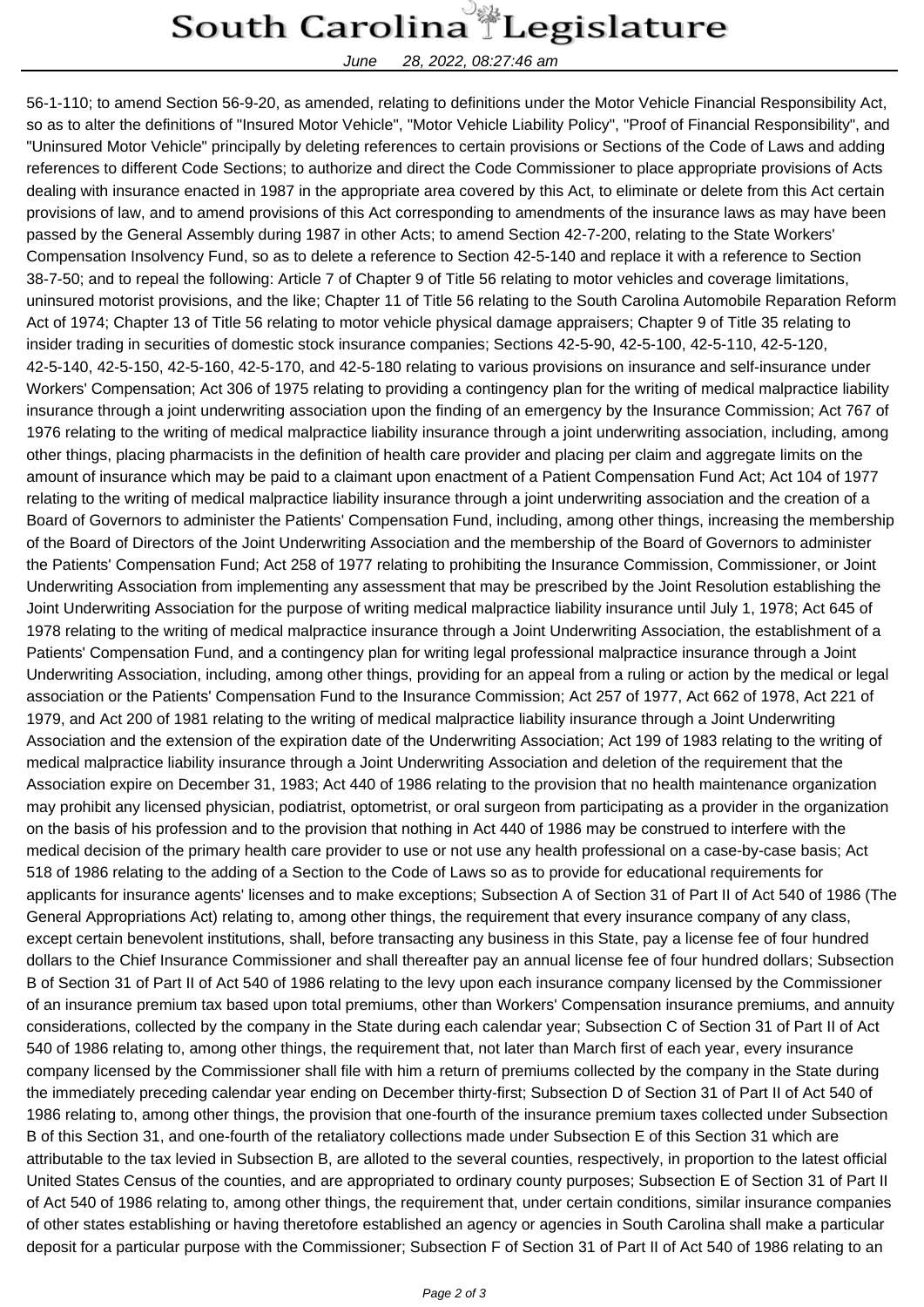56-1-110; to amend Section 56-9-20, as amended, relating to definitions under the Motor Vehicle Financial Responsibility Act, so as to alter the definitions of "Insured Motor Vehicle", "Motor Vehicle Liability Policy", "Proof of Financial Responsibility", and "Uninsured Motor Vehicle" principally by deleting references to certain provisions or Sections of the Code of Laws and adding references to different Code Sections; to authorize and direct the Code Commissioner to place appropriate provisions of Acts dealing with insurance enacted in 1987 in the appropriate area covered by this Act, to eliminate or delete from this Act certain provisions of law, and to amend provisions of this Act corresponding to amendments of the insurance laws as may have been passed by the General Assembly during 1987 in other Acts; to amend Section 42-7-200, relating to the State Workers' Compensation Insolvency Fund, so as to delete a reference to Section 42-5-140 and replace it with a reference to Section 38-7-50; and to repeal the following: Article 7 of Chapter 9 of Title 56 relating to motor vehicles and coverage limitations, uninsured motorist provisions, and the like; Chapter 11 of Title 56 relating to the South Carolina Automobile Reparation Reform Act of 1974; Chapter 13 of Title 56 relating to motor vehicle physical damage appraisers; Chapter 9 of Title 35 relating to insider trading in securities of domestic stock insurance companies; Sections 42-5-90, 42-5-100, 42-5-110, 42-5-120, 42-5-140, 42-5-150, 42-5-160, 42-5-170, and 42-5-180 relating to various provisions on insurance and self-insurance under Workers' Compensation; Act 306 of 1975 relating to providing a contingency plan for the writing of medical malpractice liability insurance through a joint underwriting association upon the finding of an emergency by the Insurance Commission; Act 767 of 1976 relating to the writing of medical malpractice liability insurance through a joint underwriting association, including, among other things, placing pharmacists in the definition of health care provider and placing per claim and aggregate limits on the amount of insurance which may be paid to a claimant upon enactment of a Patient Compensation Fund Act; Act 104 of 1977 relating to the writing of medical malpractice liability insurance through a joint underwriting association and the creation of a Board of Governors to administer the Patients' Compensation Fund, including, among other things, increasing the membership of the Board of Directors of the Joint Underwriting Association and the membership of the Board of Governors to administer the Patients' Compensation Fund; Act 258 of 1977 relating to prohibiting the Insurance Commission, Commissioner, or Joint Underwriting Association from implementing any assessment that may be prescribed by the Joint Resolution establishing the Joint Underwriting Association for the purpose of writing medical malpractice liability insurance until July 1, 1978; Act 645 of 1978 relating to the writing of medical malpractice insurance through a Joint Underwriting Association, the establishment of a Patients' Compensation Fund, and a contingency plan for writing legal professional malpractice insurance through a Joint Underwriting Association, including, among other things, providing for an appeal from a ruling or action by the medical or legal association or the Patients' Compensation Fund to the Insurance Commission; Act 257 of 1977, Act 662 of 1978, Act 221 of 1979, and Act 200 of 1981 relating to the writing of medical malpractice liability insurance through a Joint Underwriting Association and the extension of the expiration date of the Underwriting Association; Act 199 of 1983 relating to the writing of medical malpractice liability insurance through a Joint Underwriting Association and deletion of the requirement that the Association expire on December 31, 1983; Act 440 of 1986 relating to the provision that no health maintenance organization may prohibit any licensed physician, podiatrist, optometrist, or oral surgeon from participating as a provider in the organization on the basis of his profession and to the provision that nothing in Act 440 of 1986 may be construed to interfere with the medical decision of the primary health care provider to use or not use any health professional on a case-by-case basis; Act 518 of 1986 relating to the adding of a Section to the Code of Laws so as to provide for educational requirements for applicants for insurance agents' licenses and to make exceptions; Subsection A of Section 31 of Part II of Act 540 of 1986 (The General Appropriations Act) relating to, among other things, the requirement that every insurance company of any class, except certain benevolent institutions, shall, before transacting any business in this State, pay a license fee of four hundred dollars to the Chief Insurance Commissioner and shall thereafter pay an annual license fee of four hundred dollars; Subsection B of Section 31 of Part II of Act 540 of 1986 relating to the levy upon each insurance company licensed by the Commissioner of an insurance premium tax based upon total premiums, other than Workers' Compensation insurance premiums, and annuity considerations, collected by the company in the State during each calendar year; Subsection C of Section 31 of Part II of Act 540 of 1986 relating to, among other things, the requirement that, not later than March first of each year, every insurance company licensed by the Commissioner shall file with him a return of premiums collected by the company in the State during the immediately preceding calendar year ending on December thirty-first; Subsection D of Section 31 of Part II of Act 540 of 1986 relating to, among other things, the provision that one-fourth of the insurance premium taxes collected under Subsection B of this Section 31, and one-fourth of the retaliatory collections made under Subsection E of this Section 31 which are attributable to the tax levied in Subsection B, are alloted to the several counties, respectively, in proportion to the latest official United States Census of the counties, and are appropriated to ordinary county purposes; Subsection E of Section 31 of Part II of Act 540 of 1986 relating to, among other things, the requirement that, under certain conditions, similar insurance companies of other states establishing or having theretofore established an agency or agencies in South Carolina shall make a particular deposit for a particular purpose with the Commissioner; Subsection F of Section 31 of Part II of Act 540 of 1986 relating to an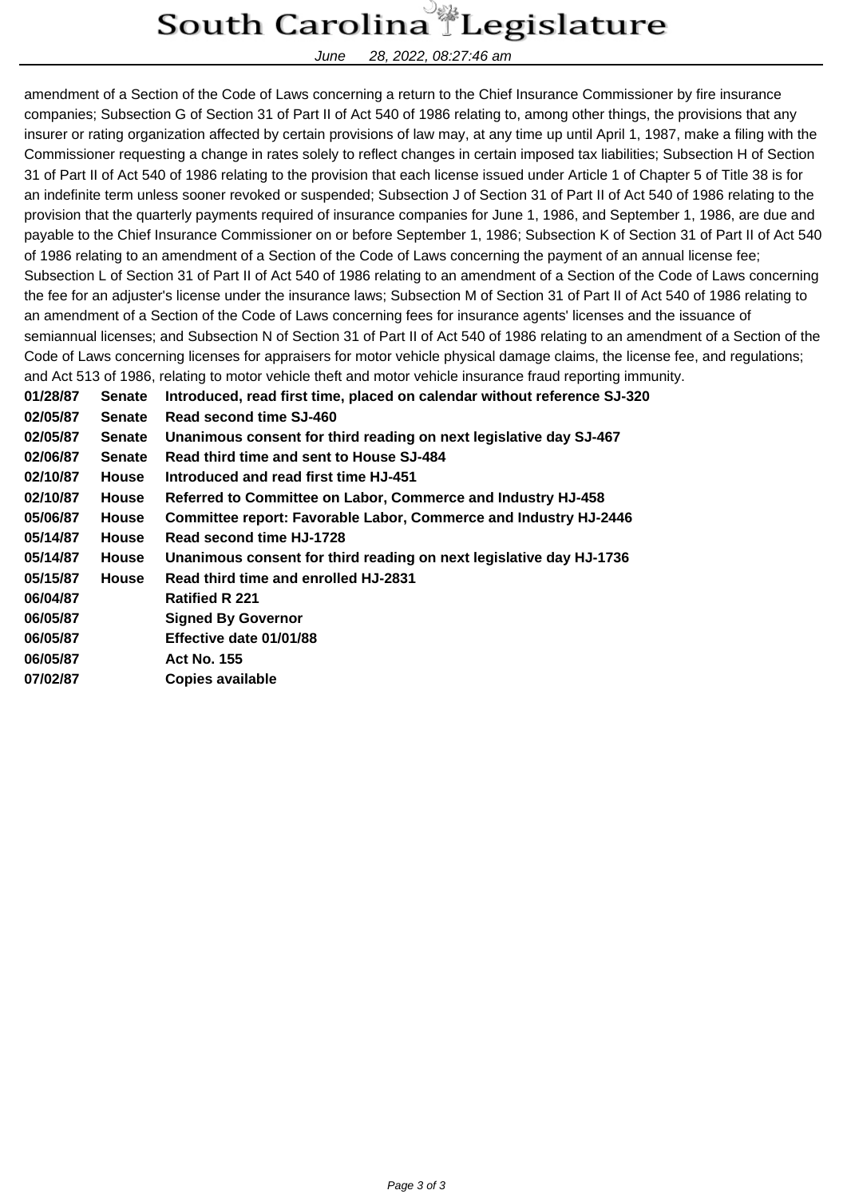amendment of a Section of the Code of Laws concerning a return to the Chief Insurance Commissioner by fire insurance companies; Subsection G of Section 31 of Part II of Act 540 of 1986 relating to, among other things, the provisions that any insurer or rating organization affected by certain provisions of law may, at any time up until April 1, 1987, make a filing with the Commissioner requesting a change in rates solely to reflect changes in certain imposed tax liabilities; Subsection H of Section 31 of Part II of Act 540 of 1986 relating to the provision that each license issued under Article 1 of Chapter 5 of Title 38 is for an indefinite term unless sooner revoked or suspended; Subsection J of Section 31 of Part II of Act 540 of 1986 relating to the provision that the quarterly payments required of insurance companies for June 1, 1986, and September 1, 1986, are due and payable to the Chief Insurance Commissioner on or before September 1, 1986; Subsection K of Section 31 of Part II of Act 540 of 1986 relating to an amendment of a Section of the Code of Laws concerning the payment of an annual license fee; Subsection L of Section 31 of Part II of Act 540 of 1986 relating to an amendment of a Section of the Code of Laws concerning the fee for an adjuster's license under the insurance laws; Subsection M of Section 31 of Part II of Act 540 of 1986 relating to an amendment of a Section of the Code of Laws concerning fees for insurance agents' licenses and the issuance of semiannual licenses; and Subsection N of Section 31 of Part II of Act 540 of 1986 relating to an amendment of a Section of the Code of Laws concerning licenses for appraisers for motor vehicle physical damage claims, the license fee, and regulations; and Act 513 of 1986, relating to motor vehicle theft and motor vehicle insurance fraud reporting immunity.

| | | |
|---|---|---|
| **01/28/87** | **Senate** | **Introduced, read first time, placed on calendar without reference SJ-320** |
| **02/05/87** | **Senate** | **Read second time SJ-460** |
| **02/05/87** | **Senate** | **Unanimous consent for third reading on next legislative day SJ-467** |
| **02/06/87** | **Senate** | **Read third time and sent to House SJ-484** |
| **02/10/87** | **House** | **Introduced and read first time HJ-451** |
| **02/10/87** | **House** | **Referred to Committee on Labor, Commerce and Industry HJ-458** |
| **05/06/87** | **House** | **Committee report: Favorable Labor, Commerce and Industry HJ-2446** |
| **05/14/87** | **House** | **Read second time HJ-1728** |
| **05/14/87** | **House** | **Unanimous consent for third reading on next legislative day HJ-1736** |
| **05/15/87** | **House** | **Read third time and enrolled HJ-2831** |
| **06/04/87** | | **Ratified R 221** |
| **06/05/87** | | **Signed By Governor** |
| **06/05/87** | | **Effective date 01/01/88** |
| **06/05/87** | | **Act No. 155** |
| **07/02/87** | | **Copies available** |